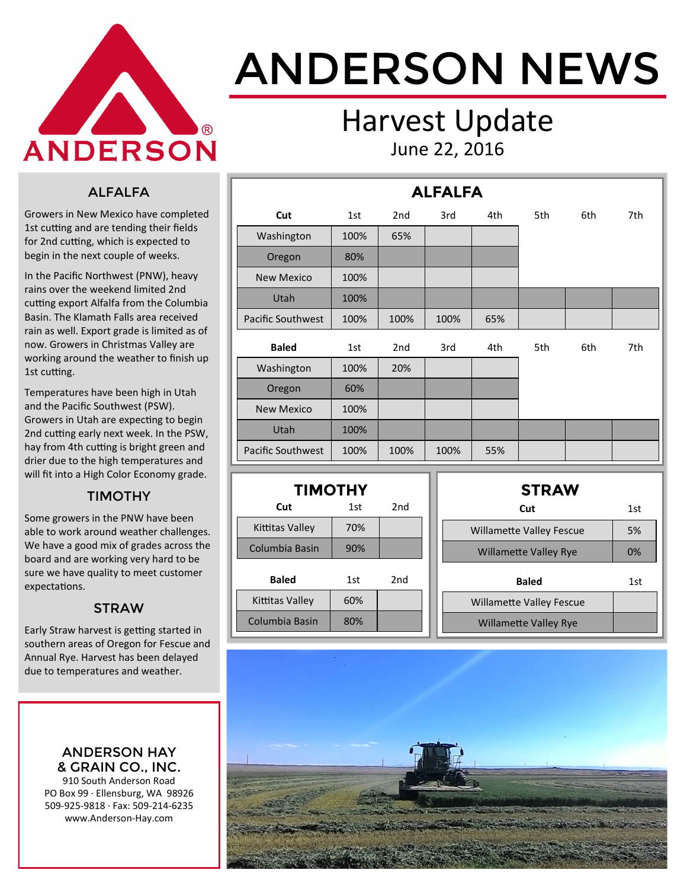# ANDERSON NEWS

## Harvest Update

June 22, 2016

### ALFALFA

Growers in New Mexico have completed 1st cutting and are tending their fields for 2nd cutting, which is expected to begin in the next couple of weeks.

In the Pacific Northwest (PNW), heavy rains over the weekend limited 2nd cutting export Alfalfa from the Columbia Basin. The Klamath Falls area received rain as well. Export grade is limited as of now. Growers in Christmas Valley are working around the weather to finish up 1st cutting.

Temperatures have been high in Utah and the Pacific Southwest (PSW). Growers in Utah are expecting to begin 2nd cutting early next week. In the PSW, hay from 4th cutting is bright green and drier due to the high temperatures and will fit into a High Color Economy grade.

### TIMOTHY

Some growers in the PNW have been able to work around weather challenges. We have a good mix of grades across the board and are working very hard to be sure we have quality to meet customer expectations.

### STRAW

Early Straw harvest is getting started in southern areas of Oregon for Fescue and Annual Rye. Harvest has been delayed due to temperatures and weather.

**ANDERSON HAY & GRAIN CO., INC.**
910 South Anderson Road
PO Box 99 · Ellensburg, WA 98926
509-925-9818 · Fax: 509-214-6235
www.Anderson-Hay.com

## ALFALFA

| **Cut** | 1st | 2nd | 3rd | 4th | 5th | 6th | 7th |
|---|---|---|---|---|---|---|---|
| Washington | 100% | 65% | | | | | |
| Oregon | 80% | | | | | | |
| New Mexico | 100% | | | | | | |
| Utah | 100% | | | | | | |
| Pacific Southwest | 100% | 100% | 100% | 65% | | | |

| **Baled** | 1st | 2nd | 3rd | 4th | 5th | 6th | 7th |
|---|---|---|---|---|---|---|---|
| Washington | 100% | 20% | | | | | |
| Oregon | 60% | | | | | | |
| New Mexico | 100% | | | | | | |
| Utah | 100% | | | | | | |
| Pacific Southwest | 100% | 100% | 100% | 55% | | | |

## TIMOTHY

| **Cut** | 1st | 2nd |
|---|---|---|
| Kittitas Valley | 70% | |
| Columbia Basin | 90% | |

| **Baled** | 1st | 2nd |
|---|---|---|
| Kittitas Valley | 60% | |
| Columbia Basin | 80% | |

## STRAW

| **Cut** | 1st |
|---|---|
| Willamette Valley Fescue | 5% |
| Willamette Valley Rye | 0% |

| **Baled** | 1st |
|---|---|
| Willamette Valley Fescue | |
| Willamette Valley Rye | |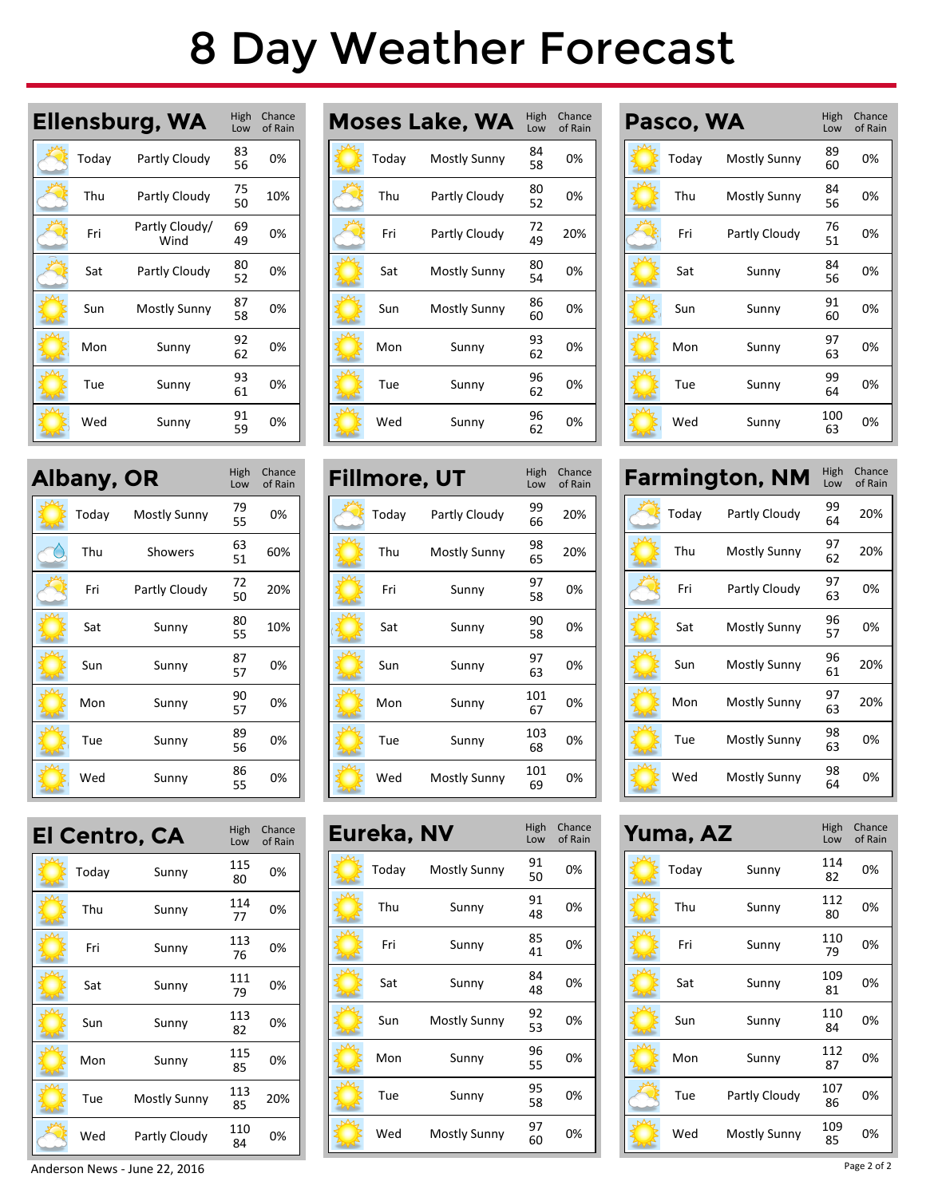# 8 Day Weather Forecast

## Ellensburg, WA

| Day | Forecast | High / Low | Chance of Rain |
|---|---|---|---|
| Today | Partly Cloudy | 83 / 56 | 0% |
| Thu | Partly Cloudy | 75 / 50 | 10% |
| Fri | Partly Cloudy/ Wind | 69 / 49 | 0% |
| Sat | Partly Cloudy | 80 / 52 | 0% |
| Sun | Mostly Sunny | 87 / 58 | 0% |
| Mon | Sunny | 92 / 62 | 0% |
| Tue | Sunny | 93 / 61 | 0% |
| Wed | Sunny | 91 / 59 | 0% |

## Moses Lake, WA

| Day | Forecast | High / Low | Chance of Rain |
|---|---|---|---|
| Today | Mostly Sunny | 84 / 58 | 0% |
| Thu | Partly Cloudy | 80 / 52 | 0% |
| Fri | Partly Cloudy | 72 / 49 | 20% |
| Sat | Mostly Sunny | 80 / 54 | 0% |
| Sun | Mostly Sunny | 86 / 60 | 0% |
| Mon | Sunny | 93 / 62 | 0% |
| Tue | Sunny | 96 / 62 | 0% |
| Wed | Sunny | 96 / 62 | 0% |

## Pasco, WA

| Day | Forecast | High / Low | Chance of Rain |
|---|---|---|---|
| Today | Mostly Sunny | 89 / 60 | 0% |
| Thu | Mostly Sunny | 84 / 56 | 0% |
| Fri | Partly Cloudy | 76 / 51 | 0% |
| Sat | Sunny | 84 / 56 | 0% |
| Sun | Sunny | 91 / 60 | 0% |
| Mon | Sunny | 97 / 63 | 0% |
| Tue | Sunny | 99 / 64 | 0% |
| Wed | Sunny | 100 / 63 | 0% |

## Albany, OR

| Day | Forecast | High / Low | Chance of Rain |
|---|---|---|---|
| Today | Mostly Sunny | 79 / 55 | 0% |
| Thu | Showers | 63 / 51 | 60% |
| Fri | Partly Cloudy | 72 / 50 | 20% |
| Sat | Sunny | 80 / 55 | 10% |
| Sun | Sunny | 87 / 57 | 0% |
| Mon | Sunny | 90 / 57 | 0% |
| Tue | Sunny | 89 / 56 | 0% |
| Wed | Sunny | 86 / 55 | 0% |

## Fillmore, UT

| Day | Forecast | High / Low | Chance of Rain |
|---|---|---|---|
| Today | Partly Cloudy | 99 / 66 | 20% |
| Thu | Mostly Sunny | 98 / 65 | 20% |
| Fri | Sunny | 97 / 58 | 0% |
| Sat | Sunny | 90 / 58 | 0% |
| Sun | Sunny | 97 / 63 | 0% |
| Mon | Sunny | 101 / 67 | 0% |
| Tue | Sunny | 103 / 68 | 0% |
| Wed | Mostly Sunny | 101 / 69 | 0% |

## Farmington, NM

| Day | Forecast | High / Low | Chance of Rain |
|---|---|---|---|
| Today | Partly Cloudy | 99 / 64 | 20% |
| Thu | Mostly Sunny | 97 / 62 | 20% |
| Fri | Partly Cloudy | 97 / 63 | 0% |
| Sat | Mostly Sunny | 96 / 57 | 0% |
| Sun | Mostly Sunny | 96 / 61 | 20% |
| Mon | Mostly Sunny | 97 / 63 | 20% |
| Tue | Mostly Sunny | 98 / 63 | 0% |
| Wed | Mostly Sunny | 98 / 64 | 0% |

## El Centro, CA

| Day | Forecast | High / Low | Chance of Rain |
|---|---|---|---|
| Today | Sunny | 115 / 80 | 0% |
| Thu | Sunny | 114 / 77 | 0% |
| Fri | Sunny | 113 / 76 | 0% |
| Sat | Sunny | 111 / 79 | 0% |
| Sun | Sunny | 113 / 82 | 0% |
| Mon | Sunny | 115 / 85 | 0% |
| Tue | Mostly Sunny | 113 / 85 | 20% |
| Wed | Partly Cloudy | 110 / 84 | 0% |

## Eureka, NV

| Day | Forecast | High / Low | Chance of Rain |
|---|---|---|---|
| Today | Mostly Sunny | 91 / 50 | 0% |
| Thu | Sunny | 91 / 48 | 0% |
| Fri | Sunny | 85 / 41 | 0% |
| Sat | Sunny | 84 / 48 | 0% |
| Sun | Mostly Sunny | 92 / 53 | 0% |
| Mon | Sunny | 96 / 55 | 0% |
| Tue | Sunny | 95 / 58 | 0% |
| Wed | Mostly Sunny | 97 / 60 | 0% |

## Yuma, AZ

| Day | Forecast | High / Low | Chance of Rain |
|---|---|---|---|
| Today | Sunny | 114 / 82 | 0% |
| Thu | Sunny | 112 / 80 | 0% |
| Fri | Sunny | 110 / 79 | 0% |
| Sat | Sunny | 109 / 81 | 0% |
| Sun | Sunny | 110 / 84 | 0% |
| Mon | Sunny | 112 / 87 | 0% |
| Tue | Partly Cloudy | 107 / 86 | 0% |
| Wed | Mostly Sunny | 109 / 85 | 0% |

Anderson News - June 22, 2016